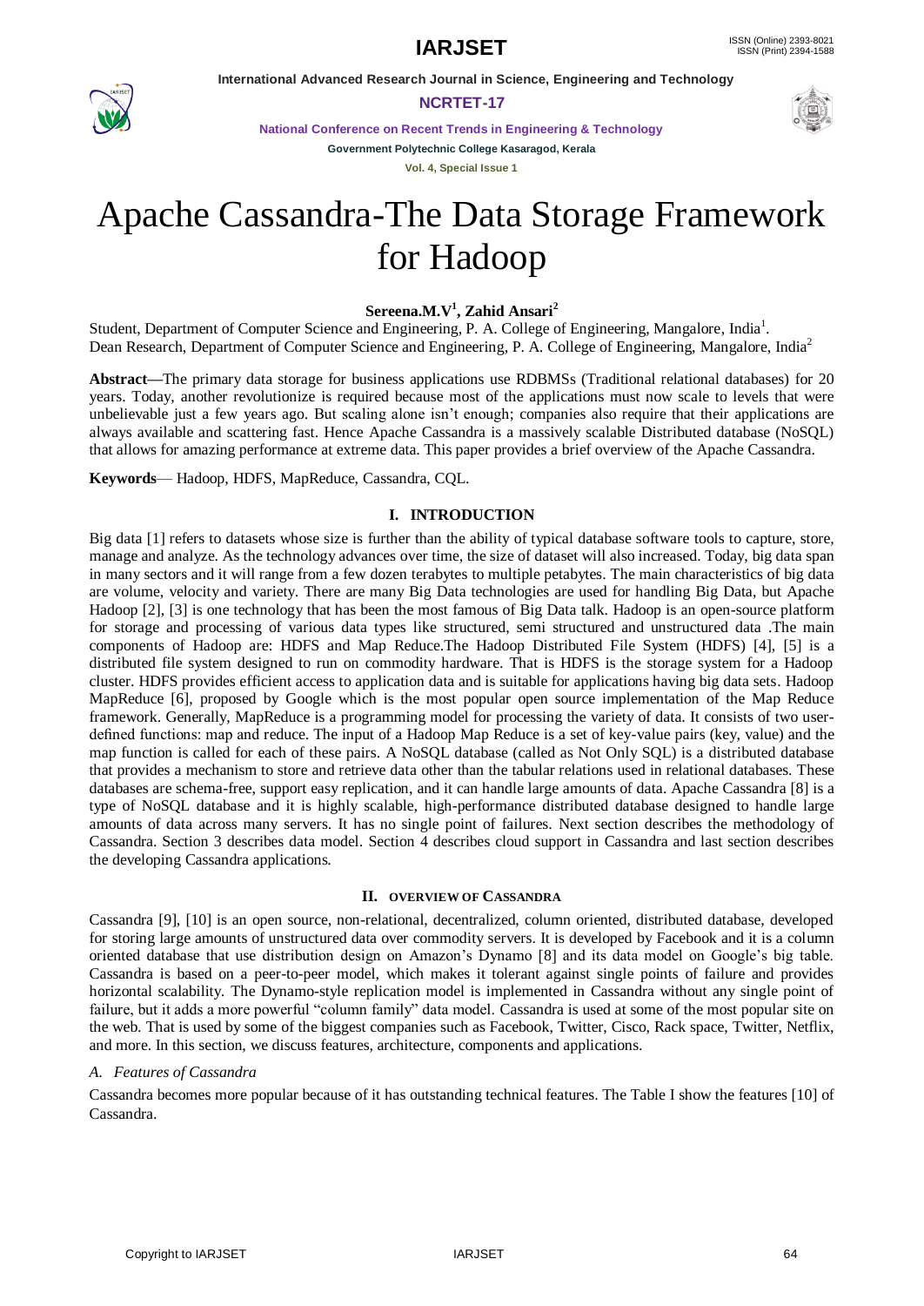# Apache Cassandra-The Data Storage Framework for Hadoop

**Sereena.M.V[1], Zahid Ansari[2]**

Student, Department of Computer Science and Engineering, P. A. College of Engineering, Mangalore, India[1].
Dean Research, Department of Computer Science and Engineering, P. A. College of Engineering, Mangalore, India[2]

**Abstract**—The primary data storage for business applications use RDBMSs (Traditional relational databases) for 20 years. Today, another revolutionize is required because most of the applications must now scale to levels that were unbelievable just a few years ago. But scaling alone isn't enough; companies also require that their applications are always available and scattering fast. Hence Apache Cassandra is a massively scalable Distributed database (NoSQL) that allows for amazing performance at extreme data. This paper provides a brief overview of the Apache Cassandra.

**Keywords**— Hadoop, HDFS, MapReduce, Cassandra, CQL.

## I. INTRODUCTION

Big data [1] refers to datasets whose size is further than the ability of typical database software tools to capture, store, manage and analyze. As the technology advances over time, the size of dataset will also increased. Today, big data span in many sectors and it will range from a few dozen terabytes to multiple petabytes. The main characteristics of big data are volume, velocity and variety. There are many Big Data technologies are used for handling Big Data, but Apache Hadoop [2], [3] is one technology that has been the most famous of Big Data talk. Hadoop is an open-source platform for storage and processing of various data types like structured, semi structured and unstructured data .The main components of Hadoop are: HDFS and Map Reduce.The Hadoop Distributed File System (HDFS) [4], [5] is a distributed file system designed to run on commodity hardware. That is HDFS is the storage system for a Hadoop cluster. HDFS provides efficient access to application data and is suitable for applications having big data sets. Hadoop MapReduce [6], proposed by Google which is the most popular open source implementation of the Map Reduce framework. Generally, MapReduce is a programming model for processing the variety of data. It consists of two user-defined functions: map and reduce. The input of a Hadoop Map Reduce is a set of key-value pairs (key, value) and the map function is called for each of these pairs. A NoSQL database (called as Not Only SQL) is a distributed database that provides a mechanism to store and retrieve data other than the tabular relations used in relational databases. These databases are schema-free, support easy replication, and it can handle large amounts of data. Apache Cassandra [8] is a type of NoSQL database and it is highly scalable, high-performance distributed database designed to handle large amounts of data across many servers. It has no single point of failures. Next section describes the methodology of Cassandra. Section 3 describes data model. Section 4 describes cloud support in Cassandra and last section describes the developing Cassandra applications.

## II. OVERVIEW OF CASSANDRA

Cassandra [9], [10] is an open source, non-relational, decentralized, column oriented, distributed database, developed for storing large amounts of unstructured data over commodity servers. It is developed by Facebook and it is a column oriented database that use distribution design on Amazon's Dynamo [8] and its data model on Google's big table. Cassandra is based on a peer-to-peer model, which makes it tolerant against single points of failure and provides horizontal scalability. The Dynamo-style replication model is implemented in Cassandra without any single point of failure, but it adds a more powerful "column family" data model. Cassandra is used at some of the most popular site on the web. That is used by some of the biggest companies such as Facebook, Twitter, Cisco, Rack space, Twitter, Netflix, and more. In this section, we discuss features, architecture, components and applications.

### *A. Features of Cassandra*

Cassandra becomes more popular because of it has outstanding technical features. The Table I show the features [10] of Cassandra.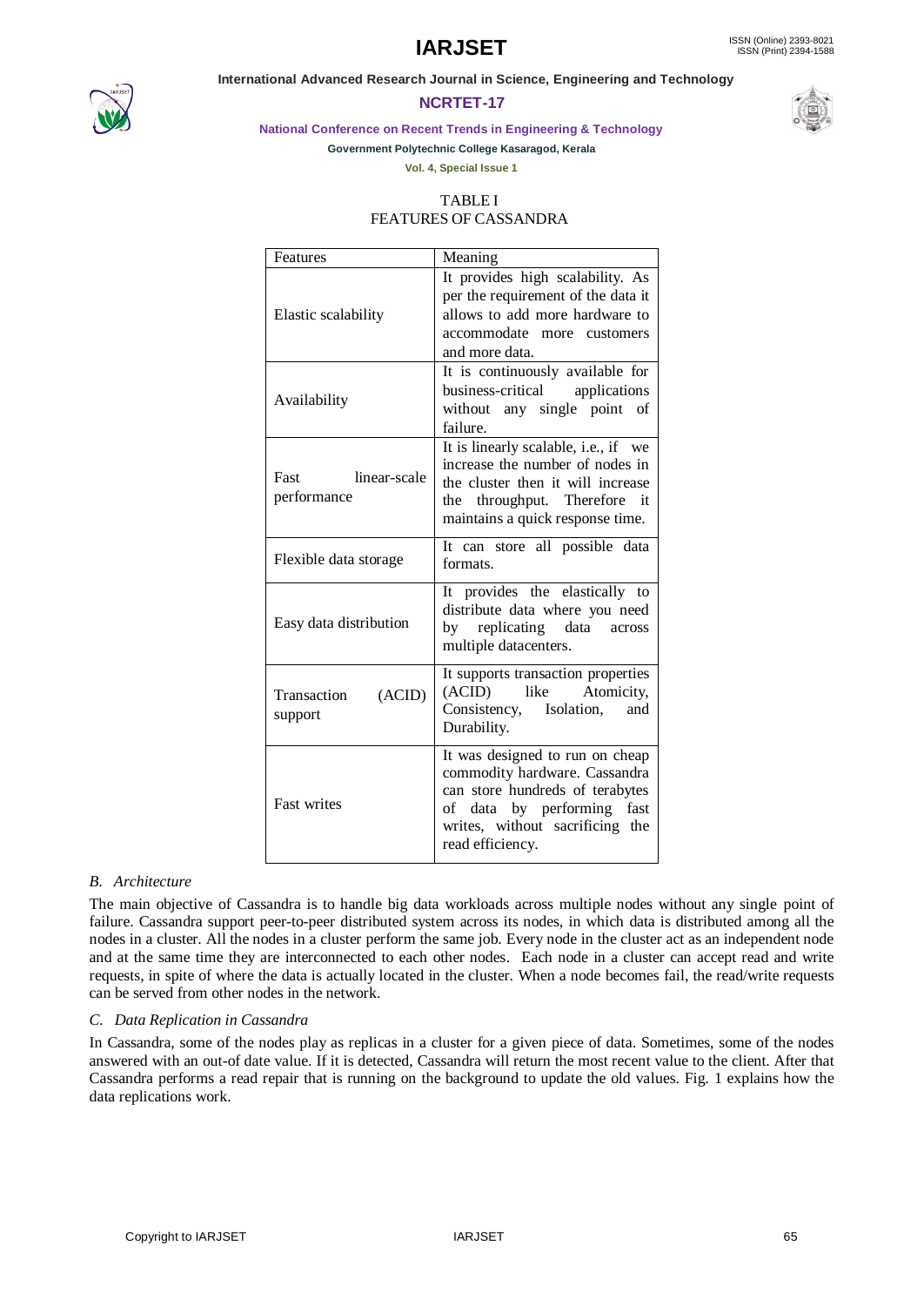TABLE I
FEATURES OF CASSANDRA

| Features | Meaning |
|---|---|
| Elastic scalability | It provides high scalability. As per the requirement of the data it allows to add more hardware to accommodate more customers and more data. |
| Availability | It is continuously available for business-critical applications without any single point of failure. |
| Fast linear-scale performance | It is linearly scalable, i.e., if we increase the number of nodes in the cluster then it will increase the throughput. Therefore it maintains a quick response time. |
| Flexible data storage | It can store all possible data formats. |
| Easy data distribution | It provides the elastically to distribute data where you need by replicating data across multiple datacenters. |
| Transaction (ACID) support | It supports transaction properties (ACID) like Atomicity, Consistency, Isolation, and Durability. |
| Fast writes | It was designed to run on cheap commodity hardware. Cassandra can store hundreds of terabytes of data by performing fast writes, without sacrificing the read efficiency. |

### *B. Architecture*

The main objective of Cassandra is to handle big data workloads across multiple nodes without any single point of failure. Cassandra support peer-to-peer distributed system across its nodes, in which data is distributed among all the nodes in a cluster. All the nodes in a cluster perform the same job. Every node in the cluster act as an independent node and at the same time they are interconnected to each other nodes. Each node in a cluster can accept read and write requests, in spite of where the data is actually located in the cluster. When a node becomes fail, the read/write requests can be served from other nodes in the network.

### *C. Data Replication in Cassandra*

In Cassandra, some of the nodes play as replicas in a cluster for a given piece of data. Sometimes, some of the nodes answered with an out-of date value. If it is detected, Cassandra will return the most recent value to the client. After that Cassandra performs a read repair that is running on the background to update the old values. Fig. 1 explains how the data replications work.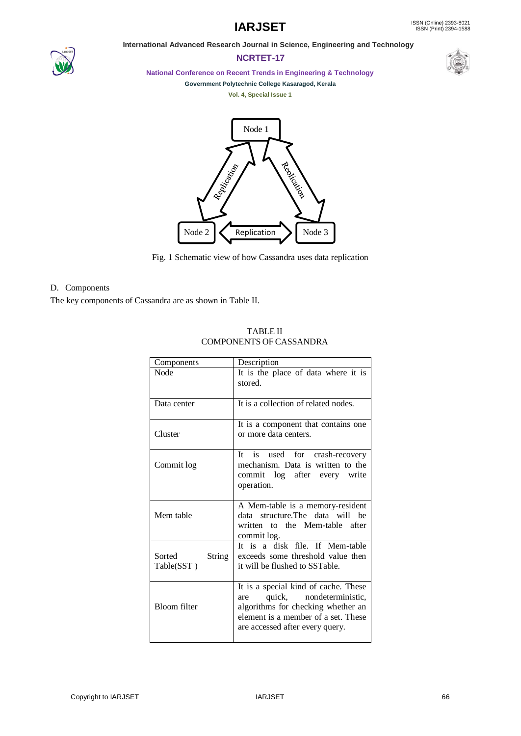Fig. 1 Schematic view of how Cassandra uses data replication

D. Components

The key components of Cassandra are as shown in Table II.

TABLE II
COMPONENTS OF CASSANDRA

| Components | Description |
| --- | --- |
| Node | It is the place of data where it is stored. |
| Data center | It is a collection of related nodes. |
| Cluster | It is a component that contains one or more data centers. |
| Commit log | It is used for crash-recovery mechanism. Data is written to the commit log after every write operation. |
| Mem table | A Mem-table is a memory-resident data structure.The data will be written to the Mem-table after commit log. |
| Sorted String Table(SST ) | It is a disk file. If Mem-table exceeds some threshold value then it will be flushed to SSTable. |
| Bloom filter | It is a special kind of cache. These are quick, nondeterministic, algorithms for checking whether an element is a member of a set. These are accessed after every query. |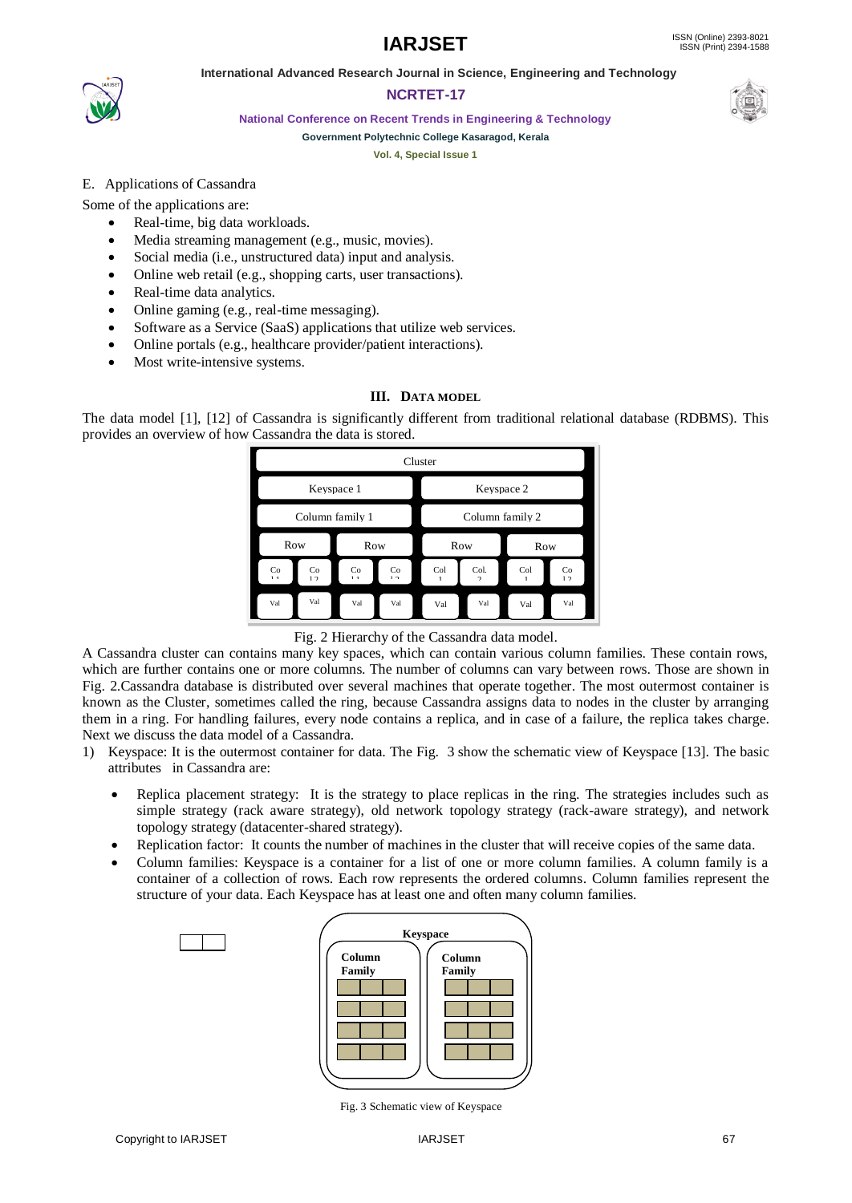E. Applications of Cassandra

Some of the applications are:

- Real-time, big data workloads.
- Media streaming management (e.g., music, movies).
- Social media (i.e., unstructured data) input and analysis.
- Online web retail (e.g., shopping carts, user transactions).
- Real-time data analytics.
- Online gaming (e.g., real-time messaging).
- Software as a Service (SaaS) applications that utilize web services.
- Online portals (e.g., healthcare provider/patient interactions).
- Most write-intensive systems.

## III. DATA MODEL

The data model [1], [12] of Cassandra is significantly different from traditional relational database (RDBMS). This provides an overview of how Cassandra the data is stored.

Fig. 2 Hierarchy of the Cassandra data model.

A Cassandra cluster can contains many key spaces, which can contain various column families. These contain rows, which are further contains one or more columns. The number of columns can vary between rows. Those are shown in Fig. 2.Cassandra database is distributed over several machines that operate together. The most outermost container is known as the Cluster, sometimes called the ring, because Cassandra assigns data to nodes in the cluster by arranging them in a ring. For handling failures, every node contains a replica, and in case of a failure, the replica takes charge. Next we discuss the data model of a Cassandra.

1) Keyspace: It is the outermost container for data. The Fig. 3 show the schematic view of Keyspace [13]. The basic attributes in Cassandra are:

- Replica placement strategy: It is the strategy to place replicas in the ring. The strategies includes such as simple strategy (rack aware strategy), old network topology strategy (rack-aware strategy), and network topology strategy (datacenter-shared strategy).
- Replication factor: It counts the number of machines in the cluster that will receive copies of the same data.
- Column families: Keyspace is a container for a list of one or more column families. A column family is a container of a collection of rows. Each row represents the ordered columns. Column families represent the structure of your data. Each Keyspace has at least one and often many column families.

Fig. 3 Schematic view of Keyspace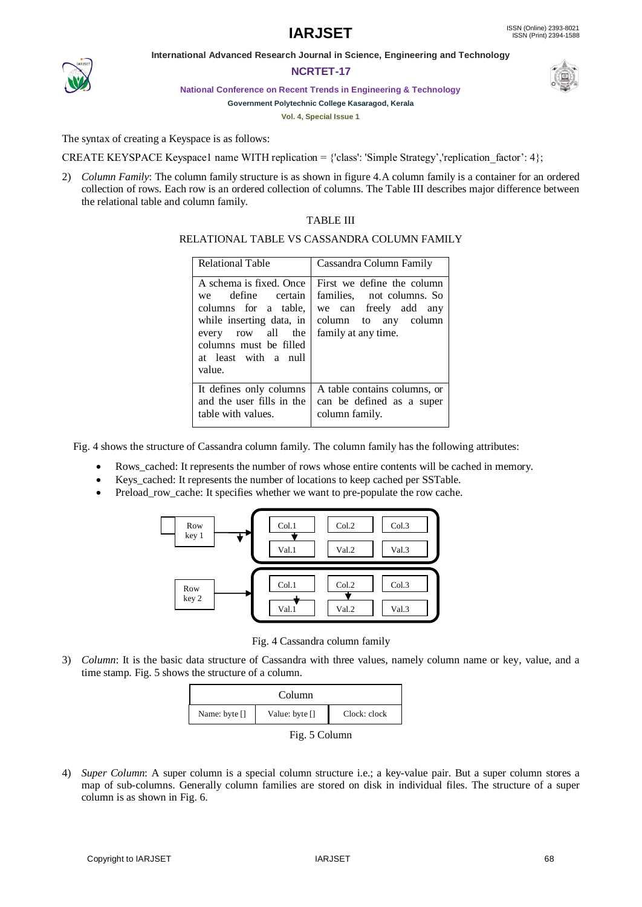The syntax of creating a Keyspace is as follows:

CREATE KEYSPACE Keyspace1 name WITH replication = {'class': 'Simple Strategy','replication_factor': 4};

2) *Column Family*: The column family structure is as shown in figure 4.A column family is a container for an ordered collection of rows. Each row is an ordered collection of columns. The Table III describes major difference between the relational table and column family.

TABLE III

RELATIONAL TABLE VS CASSANDRA COLUMN FAMILY

| Relational Table | Cassandra Column Family |
|---|---|
| A schema is fixed. Once we define certain columns for a table, while inserting data, in every row all the columns must be filled at least with a null value. | First we define the column families, not columns. So we can freely add any column to any column family at any time. |
| It defines only columns and the user fills in the table with values. | A table contains columns, or can be defined as a super column family. |

Fig. 4 shows the structure of Cassandra column family. The column family has the following attributes:

- Rows_cached: It represents the number of rows whose entire contents will be cached in memory.
- Keys_cached: It represents the number of locations to keep cached per SSTable.
- Preload_row_cache: It specifies whether we want to pre-populate the row cache.

Fig. 4 Cassandra column family

3) *Column*: It is the basic data structure of Cassandra with three values, namely column name or key, value, and a time stamp. Fig. 5 shows the structure of a column.

| Column | | |
|---|---|---|
| Name: byte [] | Value: byte [] | Clock: clock |

Fig. 5 Column

4) *Super Column*: A super column is a special column structure i.e.; a key-value pair. But a super column stores a map of sub-columns. Generally column families are stored on disk in individual files. The structure of a super column is as shown in Fig. 6.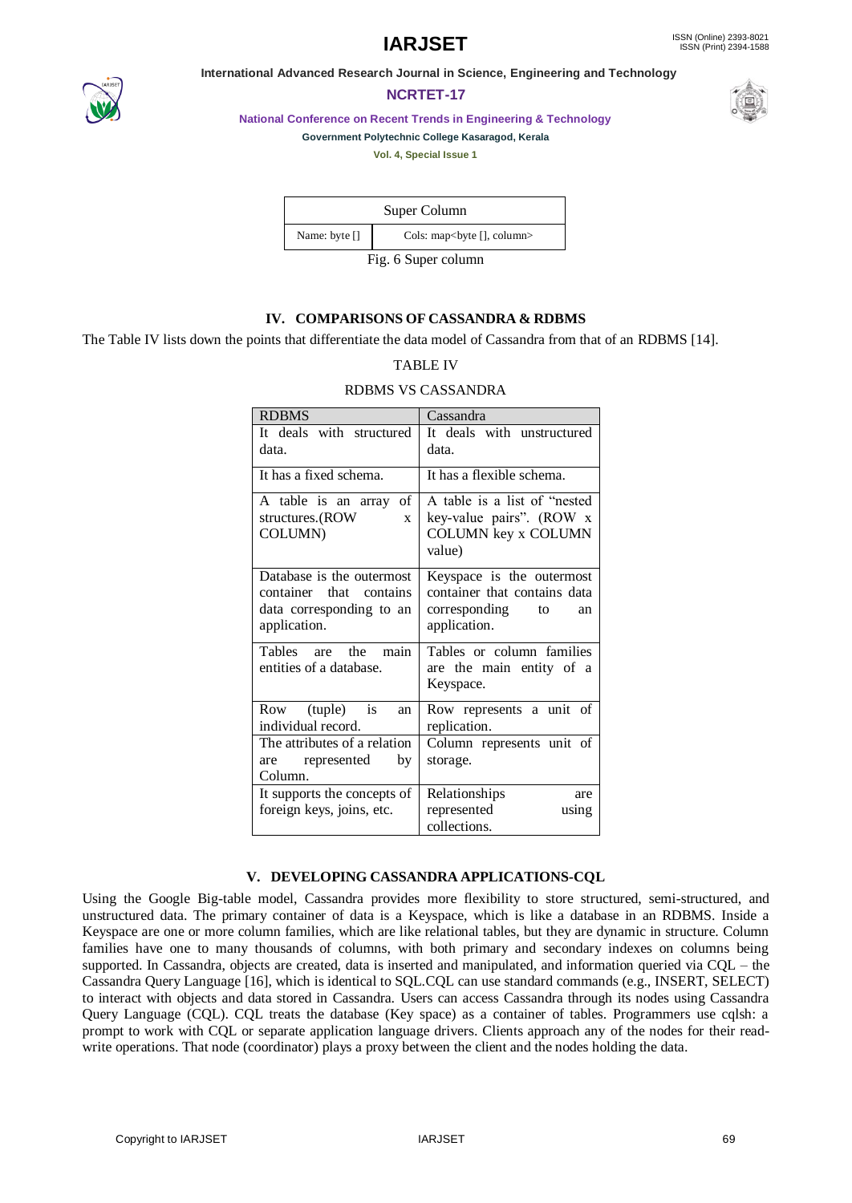| Super Column | |
|---|---|
| Name: byte [] | Cols: map<byte [], column> |

Fig. 6 Super column

## IV. COMPARISONS OF CASSANDRA & RDBMS

The Table IV lists down the points that differentiate the data model of Cassandra from that of an RDBMS [14].

TABLE IV

RDBMS VS CASSANDRA

| RDBMS | Cassandra |
|---|---|
| It deals with structured data. | It deals with unstructured data. |
| It has a fixed schema. | It has a flexible schema. |
| A table is an array of structures.(ROW x COLUMN) | A table is a list of "nested key-value pairs". (ROW x COLUMN key x COLUMN value) |
| Database is the outermost container that contains data corresponding to an application. | Keyspace is the outermost container that contains data corresponding to an application. |
| Tables are the main entities of a database. | Tables or column families are the main entity of a Keyspace. |
| Row (tuple) is an individual record. | Row represents a unit of replication. |
| The attributes of a relation are represented by Column. | Column represents unit of storage. |
| It supports the concepts of foreign keys, joins, etc. | Relationships are represented using collections. |

## V. DEVELOPING CASSANDRA APPLICATIONS-CQL

Using the Google Big-table model, Cassandra provides more flexibility to store structured, semi-structured, and unstructured data. The primary container of data is a Keyspace, which is like a database in an RDBMS. Inside a Keyspace are one or more column families, which are like relational tables, but they are dynamic in structure. Column families have one to many thousands of columns, with both primary and secondary indexes on columns being supported. In Cassandra, objects are created, data is inserted and manipulated, and information queried via CQL – the Cassandra Query Language [16], which is identical to SQL.CQL can use standard commands (e.g., INSERT, SELECT) to interact with objects and data stored in Cassandra. Users can access Cassandra through its nodes using Cassandra Query Language (CQL). CQL treats the database (Key space) as a container of tables. Programmers use cqlsh: a prompt to work with CQL or separate application language drivers. Clients approach any of the nodes for their read-write operations. That node (coordinator) plays a proxy between the client and the nodes holding the data.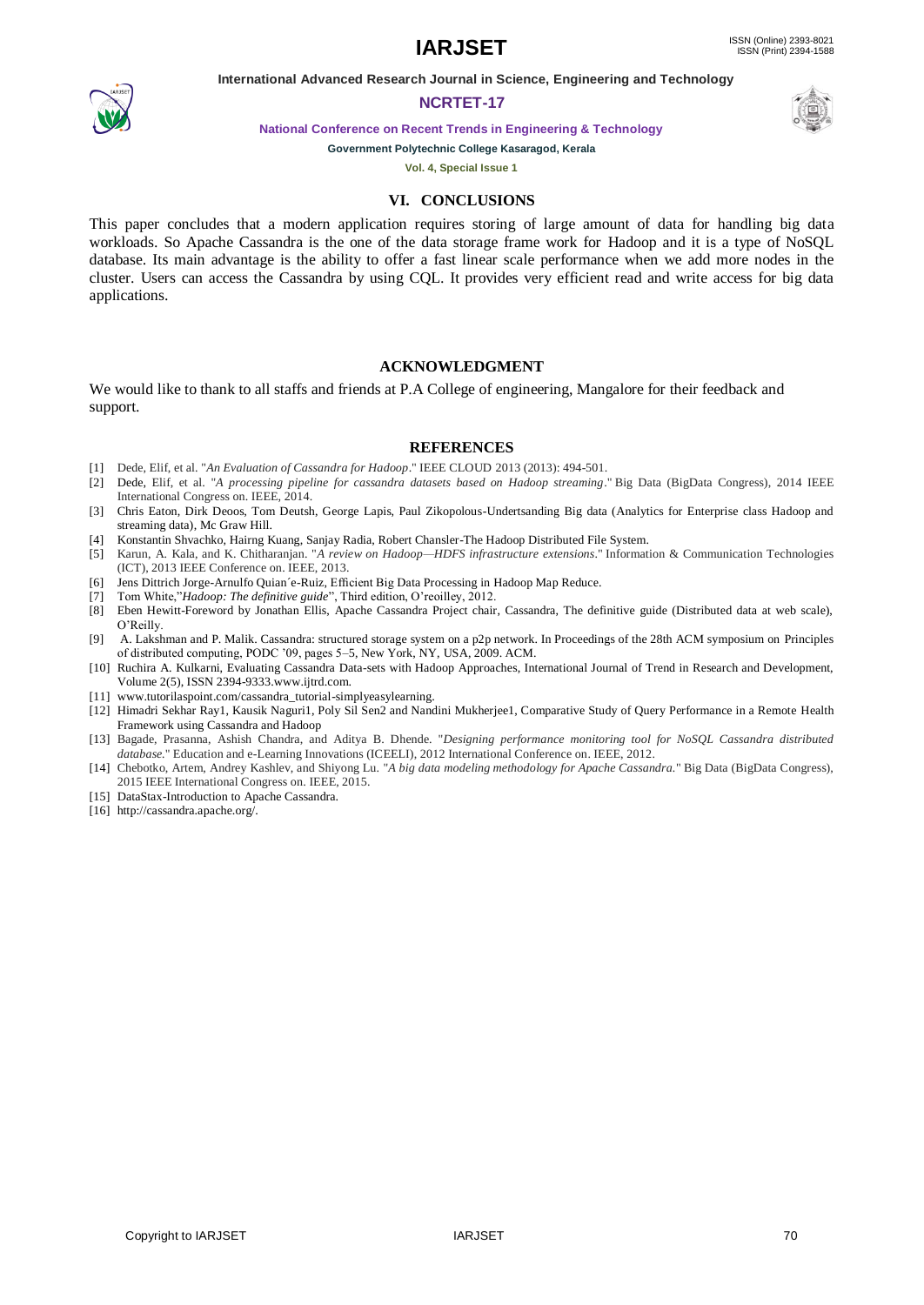## VI. CONCLUSIONS

This paper concludes that a modern application requires storing of large amount of data for handling big data workloads. So Apache Cassandra is the one of the data storage frame work for Hadoop and it is a type of NoSQL database. Its main advantage is the ability to offer a fast linear scale performance when we add more nodes in the cluster. Users can access the Cassandra by using CQL. It provides very efficient read and write access for big data applications.

## ACKNOWLEDGMENT

We would like to thank to all staffs and friends at P.A College of engineering, Mangalore for their feedback and support.

## REFERENCES

[1] Dede, Elif, et al. "*An Evaluation of Cassandra for Hadoop*." IEEE CLOUD 2013 (2013): 494-501.
[2] Dede, Elif, et al. "*A processing pipeline for cassandra datasets based on Hadoop streaming*." Big Data (BigData Congress), 2014 IEEE International Congress on. IEEE, 2014.
[3] Chris Eaton, Dirk Deoos, Tom Deutsh, George Lapis, Paul Zikopolous-Undertsanding Big data (Analytics for Enterprise class Hadoop and streaming data), Mc Graw Hill.
[4] Konstantin Shvachko, Hairng Kuang, Sanjay Radia, Robert Chansler-The Hadoop Distributed File System.
[5] Karun, A. Kala, and K. Chitharanjan. "*A review on Hadoop—HDFS infrastructure extensions*." Information & Communication Technologies (ICT), 2013 IEEE Conference on. IEEE, 2013.
[6] Jens Dittrich Jorge-Arnulfo Quian´e-Ruiz, Efficient Big Data Processing in Hadoop Map Reduce.
[7] Tom White,"*Hadoop: The definitive guide*", Third edition, O'reoilley, 2012.
[8] Eben Hewitt-Foreword by Jonathan Ellis, Apache Cassandra Project chair, Cassandra, The definitive guide (Distributed data at web scale), O'Reilly.
[9] A. Lakshman and P. Malik. Cassandra: structured storage system on a p2p network. In Proceedings of the 28th ACM symposium on Principles of distributed computing, PODC '09, pages 5–5, New York, NY, USA, 2009. ACM.
[10] Ruchira A. Kulkarni, Evaluating Cassandra Data-sets with Hadoop Approaches, International Journal of Trend in Research and Development, Volume 2(5), ISSN 2394-9333.www.ijtrd.com.
[11] www.tutorilaspoint.com/cassandra_tutorial-simplyeasylearning.
[12] Himadri Sekhar Ray1, Kausik Naguri1, Poly Sil Sen2 and Nandini Mukherjee1, Comparative Study of Query Performance in a Remote Health Framework using Cassandra and Hadoop
[13] Bagade, Prasanna, Ashish Chandra, and Aditya B. Dhende. "*Designing performance monitoring tool for NoSQL Cassandra distributed database.*" Education and e-Learning Innovations (ICEELI), 2012 International Conference on. IEEE, 2012.
[14] Chebotko, Artem, Andrey Kashlev, and Shiyong Lu. "*A big data modeling methodology for Apache Cassandra.*" Big Data (BigData Congress), 2015 IEEE International Congress on. IEEE, 2015.
[15] DataStax-Introduction to Apache Cassandra.
[16] http://cassandra.apache.org/.